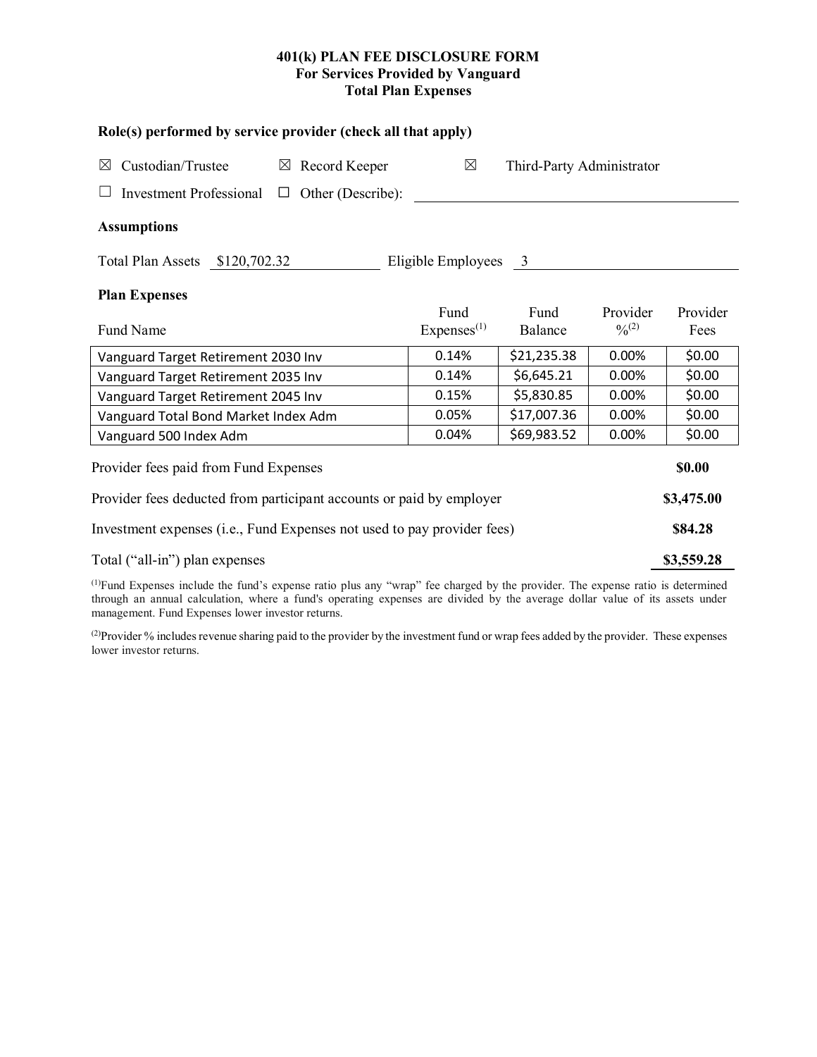# 401(k) PLAN FEE DISCLOSURE FORM
## For Services Provided by Vanguard
## Total Plan Expenses

### Role(s) performed by service provider (check all that apply)

☒ Custodian/Trustee ☒ Record Keeper ☒ Third-Party Administrator

☐ Investment Professional ☐ Other (Describe): ________________

### Assumptions

Total Plan Assets $120,702.32 Eligible Employees 3

### Plan Expenses

| Fund Name | Fund Expenses[1] | Fund Balance | Provider %[2] | Provider Fees |
|---|---|---|---|---|
| Vanguard Target Retirement 2030 Inv | 0.14% | $21,235.38 | 0.00% | $0.00 |
| Vanguard Target Retirement 2035 Inv | 0.14% | $6,645.21 | 0.00% | $0.00 |
| Vanguard Target Retirement 2045 Inv | 0.15% | $5,830.85 | 0.00% | $0.00 |
| Vanguard Total Bond Market Index Adm | 0.05% | $17,007.36 | 0.00% | $0.00 |
| Vanguard 500 Index Adm | 0.04% | $69,983.52 | 0.00% | $0.00 |

| | |
|---|---|
| Provider fees paid from Fund Expenses | **$0.00** |
| Provider fees deducted from participant accounts or paid by employer | **$3,475.00** |
| Investment expenses (i.e., Fund Expenses not used to pay provider fees) | **$84.28** |
| Total ("all-in") plan expenses | **$3,559.28** |

[1]Fund Expenses include the fund's expense ratio plus any "wrap" fee charged by the provider. The expense ratio is determined through an annual calculation, where a fund's operating expenses are divided by the average dollar value of its assets under management. Fund Expenses lower investor returns.

[2]Provider % includes revenue sharing paid to the provider by the investment fund or wrap fees added by the provider. These expenses lower investor returns.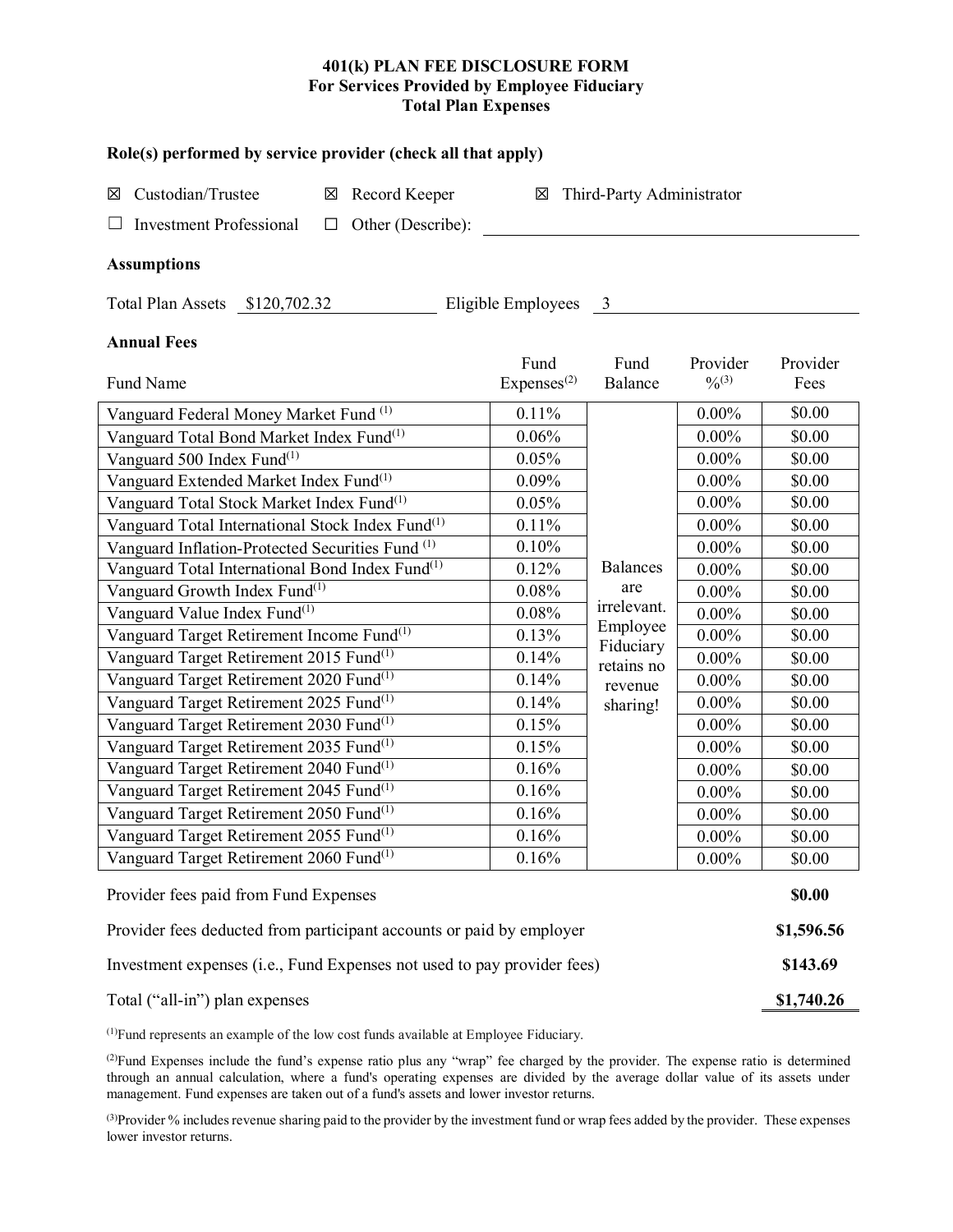**401(k) PLAN FEE DISCLOSURE FORM**
**For Services Provided by Employee Fiduciary**
**Total Plan Expenses**

**Role(s) performed by service provider (check all that apply)**

☒ Custodian/Trustee ☒ Record Keeper ☒ Third-Party Administrator

☐ Investment Professional ☐ Other (Describe): \_\_\_\_\_\_\_\_\_\_

**Assumptions**

Total Plan Assets $120,702.32 Eligible Employees 3

**Annual Fees**

| Fund Name | Fund Expenses[2] | Fund Balance | Provider %[3] | Provider Fees |
|---|---|---|---|---|
| Vanguard Federal Money Market Fund [1] | 0.11% | Balances are irrelevant. Employee Fiduciary retains no revenue sharing! | 0.00% | $0.00 |
| Vanguard Total Bond Market Index Fund[1] | 0.06% | | 0.00% | $0.00 |
| Vanguard 500 Index Fund[1] | 0.05% | | 0.00% | $0.00 |
| Vanguard Extended Market Index Fund[1] | 0.09% | | 0.00% | $0.00 |
| Vanguard Total Stock Market Index Fund[1] | 0.05% | | 0.00% | $0.00 |
| Vanguard Total International Stock Index Fund[1] | 0.11% | | 0.00% | $0.00 |
| Vanguard Inflation-Protected Securities Fund [1] | 0.10% | | 0.00% | $0.00 |
| Vanguard Total International Bond Index Fund[1] | 0.12% | | 0.00% | $0.00 |
| Vanguard Growth Index Fund[1] | 0.08% | | 0.00% | $0.00 |
| Vanguard Value Index Fund[1] | 0.08% | | 0.00% | $0.00 |
| Vanguard Target Retirement Income Fund[1] | 0.13% | | 0.00% | $0.00 |
| Vanguard Target Retirement 2015 Fund[1] | 0.14% | | 0.00% | $0.00 |
| Vanguard Target Retirement 2020 Fund[1] | 0.14% | | 0.00% | $0.00 |
| Vanguard Target Retirement 2025 Fund[1] | 0.14% | | 0.00% | $0.00 |
| Vanguard Target Retirement 2030 Fund[1] | 0.15% | | 0.00% | $0.00 |
| Vanguard Target Retirement 2035 Fund[1] | 0.15% | | 0.00% | $0.00 |
| Vanguard Target Retirement 2040 Fund[1] | 0.16% | | 0.00% | $0.00 |
| Vanguard Target Retirement 2045 Fund[1] | 0.16% | | 0.00% | $0.00 |
| Vanguard Target Retirement 2050 Fund[1] | 0.16% | | 0.00% | $0.00 |
| Vanguard Target Retirement 2055 Fund[1] | 0.16% | | 0.00% | $0.00 |
| Vanguard Target Retirement 2060 Fund[1] | 0.16% | | 0.00% | $0.00 |

| | |
|---|---|
| Provider fees paid from Fund Expenses | **$0.00** |
| Provider fees deducted from participant accounts or paid by employer | **$1,596.56** |
| Investment expenses (i.e., Fund Expenses not used to pay provider fees) | **$143.69** |
| Total ("all-in") plan expenses | **$1,740.26** |

[1]Fund represents an example of the low cost funds available at Employee Fiduciary.

[2]Fund Expenses include the fund's expense ratio plus any "wrap" fee charged by the provider. The expense ratio is determined through an annual calculation, where a fund's operating expenses are divided by the average dollar value of its assets under management. Fund expenses are taken out of a fund's assets and lower investor returns.

[3]Provider % includes revenue sharing paid to the provider by the investment fund or wrap fees added by the provider. These expenses lower investor returns.